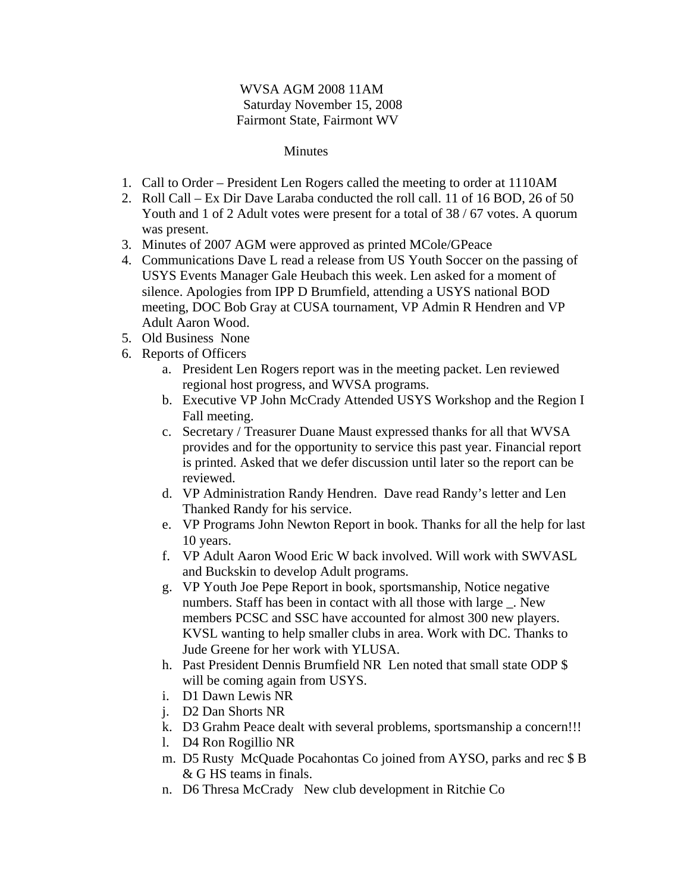WVSA AGM 2008 11AM
Saturday November 15, 2008
Fairmont State, Fairmont WV

Minutes

1. Call to Order – President Len Rogers called the meeting to order at 1110AM
2. Roll Call – Ex Dir Dave Laraba conducted the roll call. 11 of 16 BOD, 26 of 50 Youth and 1 of 2 Adult votes were present for a total of 38 / 67 votes. A quorum was present.
3. Minutes of 2007 AGM were approved as printed MCole/GPeace
4. Communications Dave L read a release from US Youth Soccer on the passing of USYS Events Manager Gale Heubach this week. Len asked for a moment of silence. Apologies from IPP D Brumfield, attending a USYS national BOD meeting, DOC Bob Gray at CUSA tournament, VP Admin R Hendren and VP Adult Aaron Wood.
5. Old Business None
6. Reports of Officers
   a. President Len Rogers report was in the meeting packet. Len reviewed regional host progress, and WVSA programs.
   b. Executive VP John McCrady Attended USYS Workshop and the Region I Fall meeting.
   c. Secretary / Treasurer Duane Maust expressed thanks for all that WVSA provides and for the opportunity to service this past year. Financial report is printed. Asked that we defer discussion until later so the report can be reviewed.
   d. VP Administration Randy Hendren. Dave read Randy's letter and Len Thanked Randy for his service.
   e. VP Programs John Newton Report in book. Thanks for all the help for last 10 years.
   f. VP Adult Aaron Wood Eric W back involved. Will work with SWVASL and Buckskin to develop Adult programs.
   g. VP Youth Joe Pepe Report in book, sportsmanship, Notice negative numbers. Staff has been in contact with all those with large _. New members PCSC and SSC have accounted for almost 300 new players. KVSL wanting to help smaller clubs in area. Work with DC. Thanks to Jude Greene for her work with YLUSA.
   h. Past President Dennis Brumfield NR Len noted that small state ODP $ will be coming again from USYS.
   i. D1 Dawn Lewis NR
   j. D2 Dan Shorts NR
   k. D3 Grahm Peace dealt with several problems, sportsmanship a concern!!!
   l. D4 Ron Rogillio NR
   m. D5 Rusty McQuade Pocahontas Co joined from AYSO, parks and rec $ B & G HS teams in finals.
   n. D6 Thresa McCrady New club development in Ritchie Co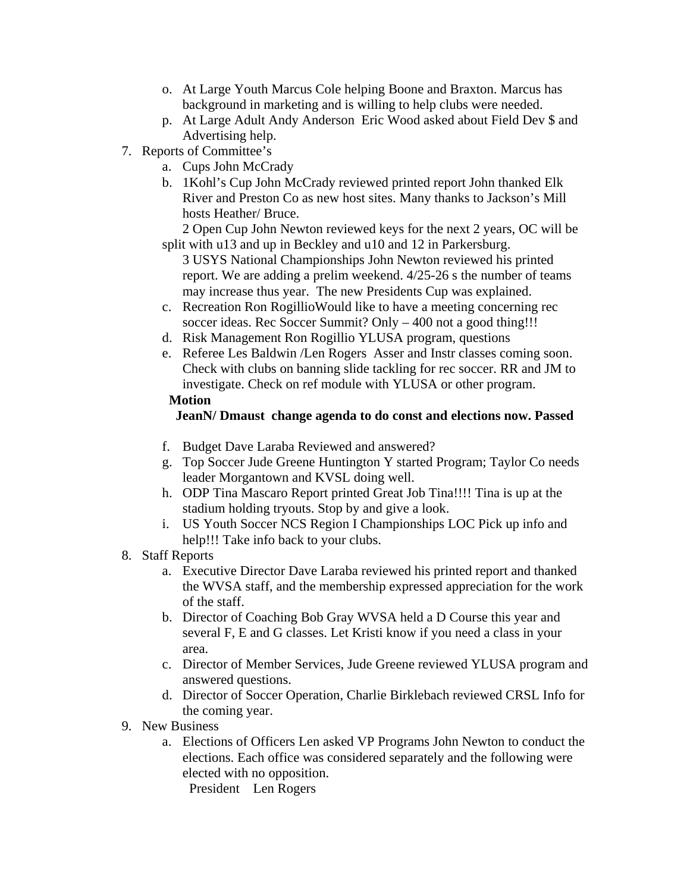o. At Large Youth Marcus Cole helping Boone and Braxton. Marcus has background in marketing and is willing to help clubs were needed.

p. At Large Adult Andy Anderson  Eric Wood asked about Field Dev $ and Advertising help.

7. Reports of Committee's
   a. Cups John McCrady
   b. 1Kohl's Cup John McCrady reviewed printed report John thanked Elk River and Preston Co as new host sites. Many thanks to Jackson's Mill hosts Heather/ Bruce.
      2 Open Cup John Newton reviewed keys for the next 2 years, OC will be split with u13 and up in Beckley and u10 and 12 in Parkersburg.
      3 USYS National Championships John Newton reviewed his printed report. We are adding a prelim weekend. 4/25-26 s the number of teams may increase thus year.  The new Presidents Cup was explained.
   c. Recreation Ron RogillioWould like to have a meeting concerning rec soccer ideas. Rec Soccer Summit? Only – 400 not a good thing!!!
   d. Risk Management Ron Rogillio YLUSA program, questions
   e. Referee Les Baldwin /Len Rogers  Asser and Instr classes coming soon. Check with clubs on banning slide tackling for rec soccer. RR and JM to investigate. Check on ref module with YLUSA or other program.

   **Motion**

   **JeanN/ Dmaust  change agenda to do const and elections now. Passed**

   f. Budget Dave Laraba Reviewed and answered?
   g. Top Soccer Jude Greene Huntington Y started Program; Taylor Co needs leader Morgantown and KVSL doing well.
   h. ODP Tina Mascaro Report printed Great Job Tina!!!! Tina is up at the stadium holding tryouts. Stop by and give a look.
   i. US Youth Soccer NCS Region I Championships LOC Pick up info and help!!! Take info back to your clubs.

8. Staff Reports
   a. Executive Director Dave Laraba reviewed his printed report and thanked the WVSA staff, and the membership expressed appreciation for the work of the staff.
   b. Director of Coaching Bob Gray WVSA held a D Course this year and several F, E and G classes. Let Kristi know if you need a class in your area.
   c. Director of Member Services, Jude Greene reviewed YLUSA program and answered questions.
   d. Director of Soccer Operation, Charlie Birklebach reviewed CRSL Info for the coming year.

9. New Business
   a. Elections of Officers Len asked VP Programs John Newton to conduct the elections. Each office was considered separately and the following were elected with no opposition.

      President    Len Rogers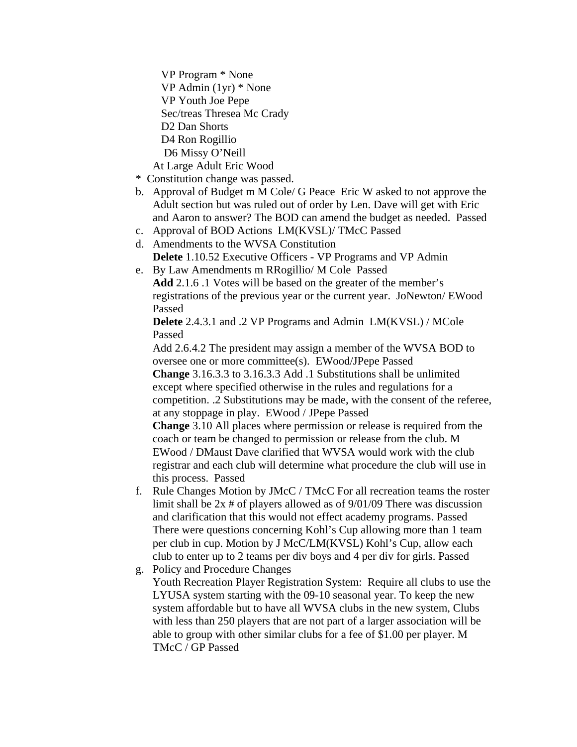VP Program * None
VP Admin (1yr) * None
VP Youth Joe Pepe
Sec/treas Thresea Mc Crady
D2 Dan Shorts
D4 Ron Rogillio
D6 Missy O'Neill
At Large Adult Eric Wood

* Constitution change was passed.

b. Approval of Budget m M Cole/ G Peace Eric W asked to not approve the Adult section but was ruled out of order by Len. Dave will get with Eric and Aaron to answer? The BOD can amend the budget as needed. Passed
c. Approval of BOD Actions LM(KVSL)/ TMcC Passed
d. Amendments to the WVSA Constitution
   **Delete** 1.10.52 Executive Officers - VP Programs and VP Admin
e. By Law Amendments m RRogillio/ M Cole Passed
   **Add** 2.1.6 .1 Votes will be based on the greater of the member's registrations of the previous year or the current year. JoNewton/ EWood Passed
   **Delete** 2.4.3.1 and .2 VP Programs and Admin LM(KVSL) / MCole Passed
   Add 2.6.4.2 The president may assign a member of the WVSA BOD to oversee one or more committee(s). EWood/JPepe Passed
   **Change** 3.16.3.3 to 3.16.3.3 Add .1 Substitutions shall be unlimited except where specified otherwise in the rules and regulations for a competition. .2 Substitutions may be made, with the consent of the referee, at any stoppage in play. EWood / JPepe Passed
   **Change** 3.10 All places where permission or release is required from the coach or team be changed to permission or release from the club. M EWood / DMaust Dave clarified that WVSA would work with the club registrar and each club will determine what procedure the club will use in this process. Passed
f. Rule Changes Motion by JMcC / TMcC For all recreation teams the roster limit shall be 2x # of players allowed as of 9/01/09 There was discussion and clarification that this would not effect academy programs. Passed
   There were questions concerning Kohl's Cup allowing more than 1 team per club in cup. Motion by J McC/LM(KVSL) Kohl's Cup, allow each club to enter up to 2 teams per div boys and 4 per div for girls. Passed
g. Policy and Procedure Changes
   Youth Recreation Player Registration System: Require all clubs to use the LYUSA system starting with the 09-10 seasonal year. To keep the new system affordable but to have all WVSA clubs in the new system, Clubs with less than 250 players that are not part of a larger association will be able to group with other similar clubs for a fee of $1.00 per player. M TMcC / GP Passed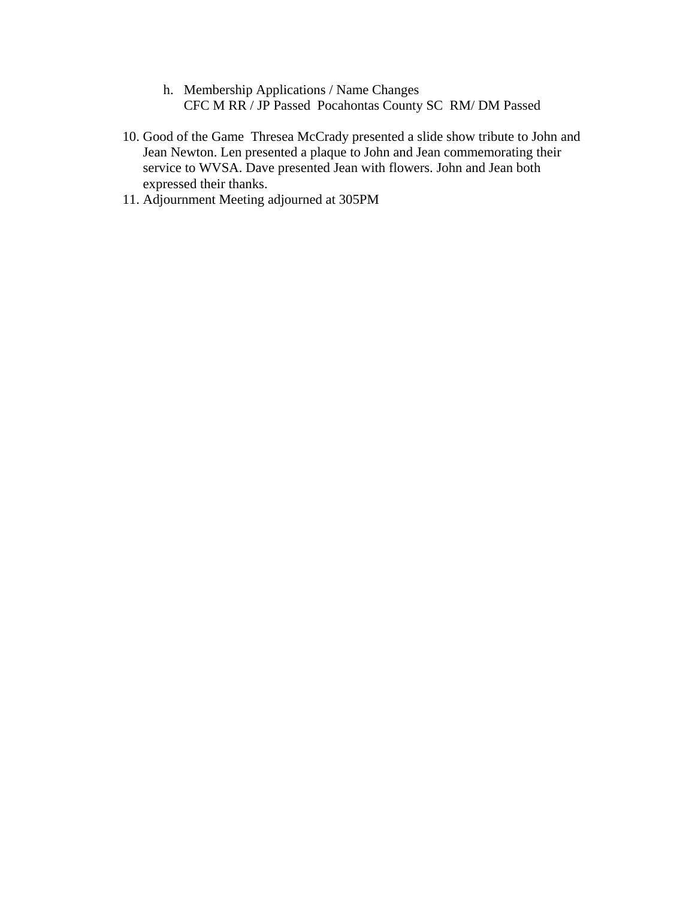h. Membership Applications / Name Changes
   CFC M RR / JP Passed  Pocahontas County SC  RM/ DM Passed

10. Good of the Game  Thresea McCrady presented a slide show tribute to John and Jean Newton. Len presented a plaque to John and Jean commemorating their service to WVSA. Dave presented Jean with flowers. John and Jean both expressed their thanks.
11. Adjournment Meeting adjourned at 305PM